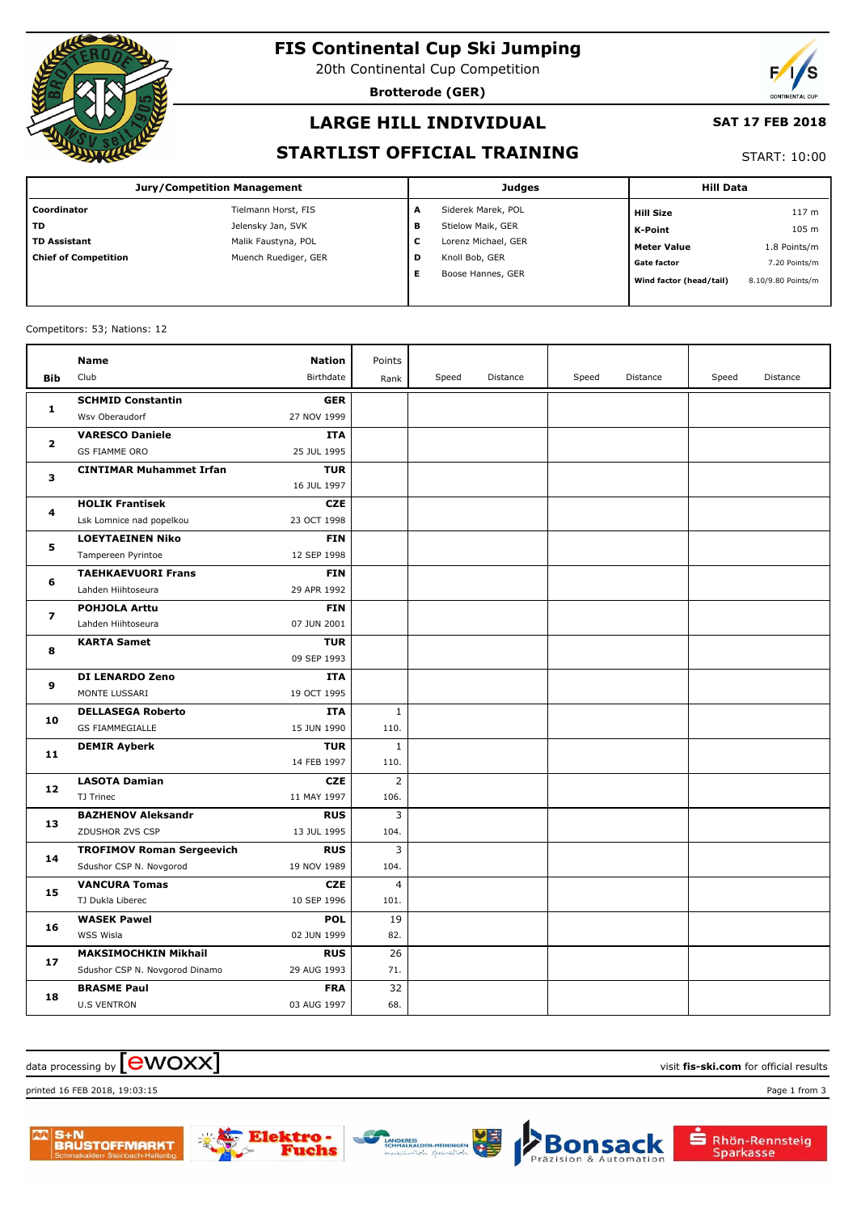# FIS Continental Cup Ski Jumping

20th Continental Cup Competition

**Brotterode (GER)**

## LARGE HILL INDIVIDUAL

**SAT 17 FEB 2018**

## STARTLIST OFFICIAL TRAINING

START: 10:00

| Jury/Competition Management | | Judges | | Hill Data | |
|---|---|---|---|---|---|
| **Coordinator** | Tielmann Horst, FIS | A | Siderek Marek, POL | **Hill Size** | 117 m |
| **TD** | Jelensky Jan, SVK | B | Stielow Maik, GER | **K-Point** | 105 m |
| **TD Assistant** | Malik Faustyna, POL | C | Lorenz Michael, GER | **Meter Value** | 1.8 Points/m |
| **Chief of Competition** | Muench Ruediger, GER | D | Knoll Bob, GER | **Gate factor** | 7.20 Points/m |
| | | E | Boose Hannes, GER | **Wind factor (head/tail)** | 8.10/9.80 Points/m |

Competitors: 53; Nations: 12

| Bib | Name / Club | Nation / Birthdate | Points / Rank | Speed | Distance | Speed | Distance | Speed | Distance |
|---|---|---|---|---|---|---|---|---|---|
| 1 | **SCHMID Constantin**<br>Wsv Oberaudorf | **GER**<br>27 NOV 1999 | | | | | | | |
| 2 | **VARESCO Daniele**<br>GS FIAMME ORO | **ITA**<br>25 JUL 1995 | | | | | | | |
| 3 | **CINTIMAR Muhammet Irfan** | **TUR**<br>16 JUL 1997 | | | | | | | |
| 4 | **HOLIK Frantisek**<br>Lsk Lomnice nad popelkou | **CZE**<br>23 OCT 1998 | | | | | | | |
| 5 | **LOEYTAEINEN Niko**<br>Tampereen Pyrintoe | **FIN**<br>12 SEP 1998 | | | | | | | |
| 6 | **TAEHKAEVUORI Frans**<br>Lahden Hiihtoseura | **FIN**<br>29 APR 1992 | | | | | | | |
| 7 | **POHJOLA Arttu**<br>Lahden Hiihtoseura | **FIN**<br>07 JUN 2001 | | | | | | | |
| 8 | **KARTA Samet** | **TUR**<br>09 SEP 1993 | | | | | | | |
| 9 | **DI LENARDO Zeno**<br>MONTE LUSSARI | **ITA**<br>19 OCT 1995 | | | | | | | |
| 10 | **DELLASEGA Roberto**<br>GS FIAMMEGIALLE | **ITA**<br>15 JUN 1990 | 1<br>110. | | | | | | |
| 11 | **DEMIR Ayberk** | **TUR**<br>14 FEB 1997 | 1<br>110. | | | | | | |
| 12 | **LASOTA Damian**<br>TJ Trinec | **CZE**<br>11 MAY 1997 | 2<br>106. | | | | | | |
| 13 | **BAZHENOV Aleksandr**<br>ZDUSHOR ZVS CSP | **RUS**<br>13 JUL 1995 | 3<br>104. | | | | | | |
| 14 | **TROFIMOV Roman Sergeevich**<br>Sdushor CSP N. Novgorod | **RUS**<br>19 NOV 1989 | 3<br>104. | | | | | | |
| 15 | **VANCURA Tomas**<br>TJ Dukla Liberec | **CZE**<br>10 SEP 1996 | 4<br>101. | | | | | | |
| 16 | **WASEK Pawel**<br>WSS Wisla | **POL**<br>02 JUN 1999 | 19<br>82. | | | | | | |
| 17 | **MAKSIMOCHKIN Mikhail**<br>Sdushor CSP N. Novgorod Dinamo | **RUS**<br>29 AUG 1993 | 26<br>71. | | | | | | |
| 18 | **BRASME Paul**<br>U.S VENTRON | **FRA**<br>03 AUG 1997 | 32<br>68. | | | | | | |

data processing by ewoxx — visit **fis-ski.com** for official results

printed 16 FEB 2018, 19:03:15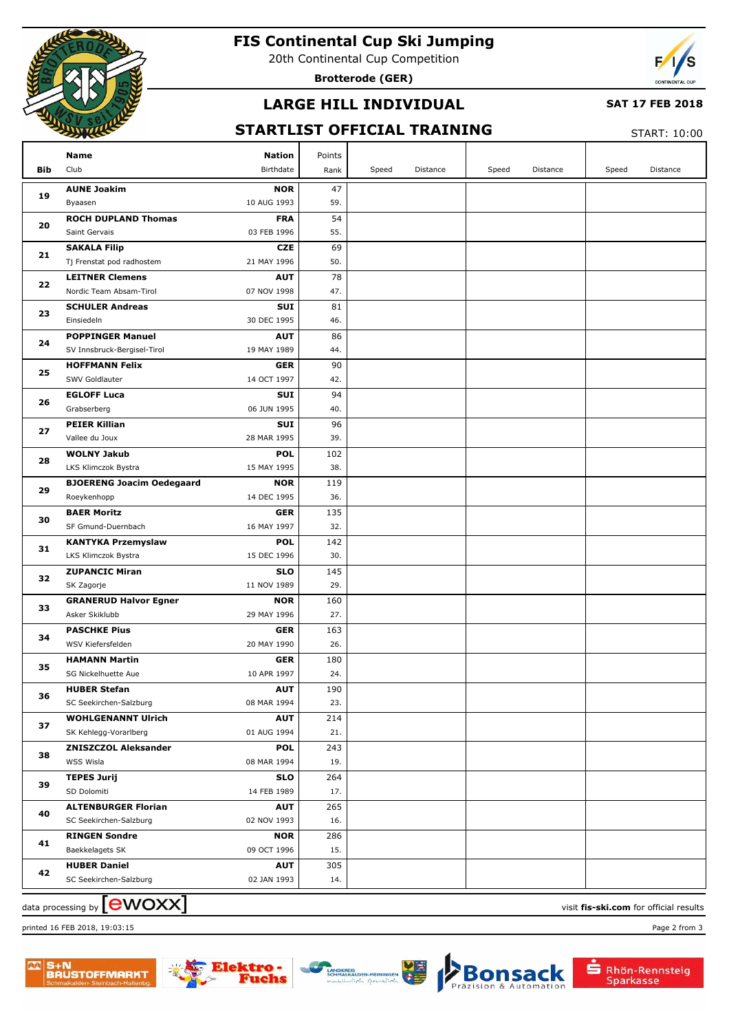# FIS Continental Cup Ski Jumping

20th Continental Cup Competition

**Brotterode (GER)**

## LARGE HILL INDIVIDUAL

**SAT 17 FEB 2018**

## STARTLIST OFFICIAL TRAINING

START: 10:00

| Bib | Name / Club | Nation / Birthdate | Points / Rank | Speed | Distance | Speed | Distance | Speed | Distance |
|---|---|---|---|---|---|---|---|---|---|
| 19 | **AUNE Joakim** Byaasen | **NOR** 10 AUG 1993 | 47 59. | | | | | | |
| 20 | **ROCH DUPLAND Thomas** Saint Gervais | **FRA** 03 FEB 1996 | 54 55. | | | | | | |
| 21 | **SAKALA Filip** Tj Frenstat pod radhostem | **CZE** 21 MAY 1996 | 69 50. | | | | | | |
| 22 | **LEITNER Clemens** Nordic Team Absam-Tirol | **AUT** 07 NOV 1998 | 78 47. | | | | | | |
| 23 | **SCHULER Andreas** Einsiedeln | **SUI** 30 DEC 1995 | 81 46. | | | | | | |
| 24 | **POPPINGER Manuel** SV Innsbruck-Bergisel-Tirol | **AUT** 19 MAY 1989 | 86 44. | | | | | | |
| 25 | **HOFFMANN Felix** SWV Goldlauter | **GER** 14 OCT 1997 | 90 42. | | | | | | |
| 26 | **EGLOFF Luca** Grabserberg | **SUI** 06 JUN 1995 | 94 40. | | | | | | |
| 27 | **PEIER Killian** Vallee du Joux | **SUI** 28 MAR 1995 | 96 39. | | | | | | |
| 28 | **WOLNY Jakub** LKS Klimczok Bystra | **POL** 15 MAY 1995 | 102 38. | | | | | | |
| 29 | **BJOERENG Joacim Oedegaard** Roeykenhopp | **NOR** 14 DEC 1995 | 119 36. | | | | | | |
| 30 | **BAER Moritz** SF Gmund-Duernbach | **GER** 16 MAY 1997 | 135 32. | | | | | | |
| 31 | **KANTYKA Przemyslaw** LKS Klimczok Bystra | **POL** 15 DEC 1996 | 142 30. | | | | | | |
| 32 | **ZUPANCIC Miran** SK Zagorje | **SLO** 11 NOV 1989 | 145 29. | | | | | | |
| 33 | **GRANERUD Halvor Egner** Asker Skiklubb | **NOR** 29 MAY 1996 | 160 27. | | | | | | |
| 34 | **PASCHKE Pius** WSV Kiefersfelden | **GER** 20 MAY 1990 | 163 26. | | | | | | |
| 35 | **HAMANN Martin** SG Nickelhuette Aue | **GER** 10 APR 1997 | 180 24. | | | | | | |
| 36 | **HUBER Stefan** SC Seekirchen-Salzburg | **AUT** 08 MAR 1994 | 190 23. | | | | | | |
| 37 | **WOHLGENANNT Ulrich** SK Kehlegg-Vorarlberg | **AUT** 01 AUG 1994 | 214 21. | | | | | | |
| 38 | **ZNISZCZOL Aleksander** WSS Wisla | **POL** 08 MAR 1994 | 243 19. | | | | | | |
| 39 | **TEPES Jurij** SD Dolomiti | **SLO** 14 FEB 1989 | 264 17. | | | | | | |
| 40 | **ALTENBURGER Florian** SC Seekirchen-Salzburg | **AUT** 02 NOV 1993 | 265 16. | | | | | | |
| 41 | **RINGEN Sondre** Baekkelagets SK | **NOR** 09 OCT 1996 | 286 15. | | | | | | |
| 42 | **HUBER Daniel** SC Seekirchen-Salzburg | **AUT** 02 JAN 1993 | 305 14. | | | | | | |

data processing by ewoxx

visit **fis-ski.com** for official results

printed 16 FEB 2018, 19:03:15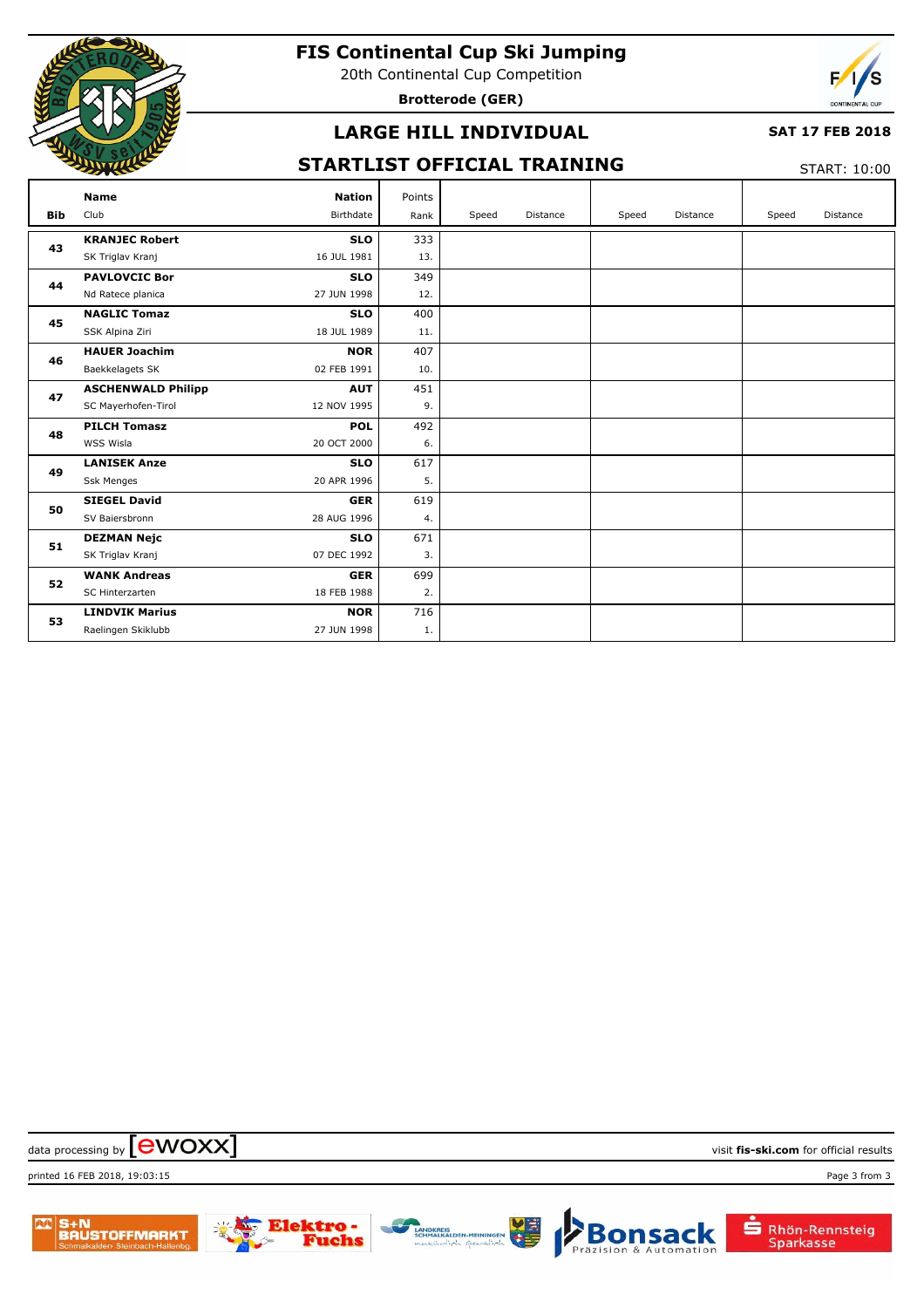# FIS Continental Cup Ski Jumping

20th Continental Cup Competition

**Brotterode (GER)**

## LARGE HILL INDIVIDUAL

**SAT 17 FEB 2018**

## STARTLIST OFFICIAL TRAINING

START: 10:00

| Bib | Name / Club | Nation / Birthdate | Points / Rank | Speed | Distance | Speed | Distance | Speed | Distance |
|---|---|---|---|---|---|---|---|---|---|
| 43 | **KRANJEC Robert**<br>SK Triglav Kranj | **SLO**<br>16 JUL 1981 | 333<br>13. | | | | | | |
| 44 | **PAVLOVCIC Bor**<br>Nd Ratece planica | **SLO**<br>27 JUN 1998 | 349<br>12. | | | | | | |
| 45 | **NAGLIC Tomaz**<br>SSK Alpina Ziri | **SLO**<br>18 JUL 1989 | 400<br>11. | | | | | | |
| 46 | **HAUER Joachim**<br>Baekkelagets SK | **NOR**<br>02 FEB 1991 | 407<br>10. | | | | | | |
| 47 | **ASCHENWALD Philipp**<br>SC Mayerhofen-Tirol | **AUT**<br>12 NOV 1995 | 451<br>9. | | | | | | |
| 48 | **PILCH Tomasz**<br>WSS Wisla | **POL**<br>20 OCT 2000 | 492<br>6. | | | | | | |
| 49 | **LANISEK Anze**<br>Ssk Menges | **SLO**<br>20 APR 1996 | 617<br>5. | | | | | | |
| 50 | **SIEGEL David**<br>SV Baiersbronn | **GER**<br>28 AUG 1996 | 619<br>4. | | | | | | |
| 51 | **DEZMAN Nejc**<br>SK Triglav Kranj | **SLO**<br>07 DEC 1992 | 671<br>3. | | | | | | |
| 52 | **WANK Andreas**<br>SC Hinterzarten | **GER**<br>18 FEB 1988 | 699<br>2. | | | | | | |
| 53 | **LINDVIK Marius**<br>Raelingen Skiklubb | **NOR**<br>27 JUN 1998 | 716<br>1. | | | | | | |

data processing by ewoxx — visit **fis-ski.com** for official results

printed 16 FEB 2018, 19:03:15